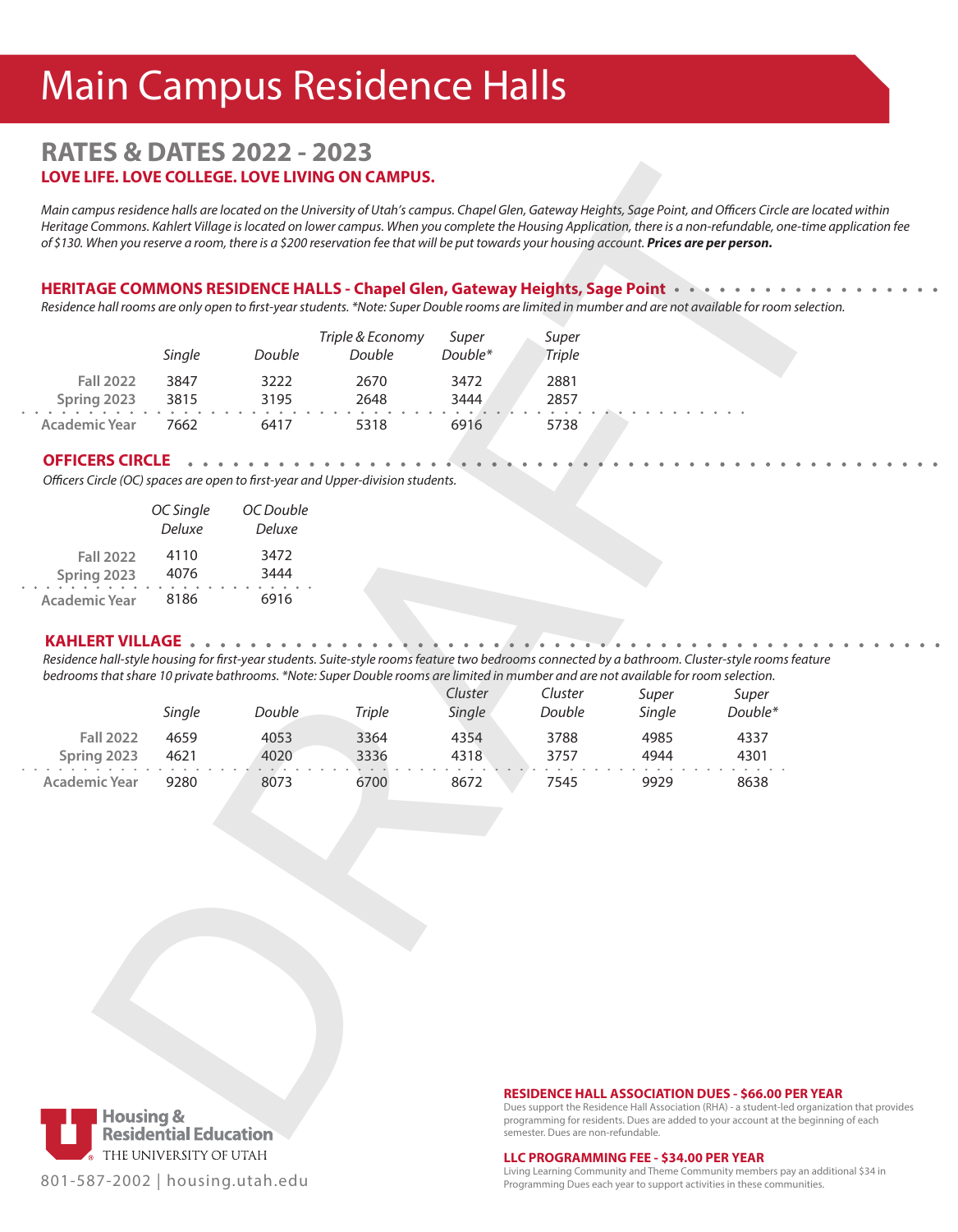# Main Campus Residence Halls

## RATES & DATES 2022 - 2023

**LOVE LIFE. LOVE COLLEGE. LOVE LIVING ON CAMPUS.**

*Main campus residence halls are located on the University of Utah's campus. Chapel Glen, Gateway Heights, Sage Point, and Officers Circle are located within Heritage Commons. Kahlert Village is located on lower campus. When you complete the Housing Application, there is a non-refundable, one-time application fee of $130. When you reserve a room, there is a $200 reservation fee that will be put towards your housing account.* ***Prices are per person.***

### HERITAGE COMMONS RESIDENCE HALLS - Chapel Glen, Gateway Heights, Sage Point

*Residence hall rooms are only open to first-year students. *Note: Super Double rooms are limited in number and are not available for room selection.*

| | Single | Double | Triple & Economy Double | Super Double* | Super Triple |
|---|---|---|---|---|---|
| Fall 2022 | 3847 | 3222 | 2670 | 3472 | 2881 |
| Spring 2023 | 3815 | 3195 | 2648 | 3444 | 2857 |
| Academic Year | 7662 | 6417 | 5318 | 6916 | 5738 |

### OFFICERS CIRCLE

*Officers Circle (OC) spaces are open to first-year and Upper-division students.*

| | OC Single Deluxe | OC Double Deluxe |
|---|---|---|
| Fall 2022 | 4110 | 3472 |
| Spring 2023 | 4076 | 3444 |
| Academic Year | 8186 | 6916 |

### KAHLERT VILLAGE

*Residence hall-style housing for first-year students. Suite-style rooms feature two bedrooms connected by a bathroom. Cluster-style rooms feature bedrooms that share 10 private bathrooms. *Note: Super Double rooms are limited in number and are not available for room selection.*

| | Single | Double | Triple | Cluster Single | Cluster Double | Super Single | Super Double* |
|---|---|---|---|---|---|---|---|
| Fall 2022 | 4659 | 4053 | 3364 | 4354 | 3788 | 4985 | 4337 |
| Spring 2023 | 4621 | 4020 | 3336 | 4318 | 3757 | 4944 | 4301 |
| Academic Year | 9280 | 8073 | 6700 | 8672 | 7545 | 9929 | 8638 |

**RESIDENCE HALL ASSOCIATION DUES - $66.00 PER YEAR**

Dues support the Residence Hall Association (RHA) - a student-led organization that provides programming for residents. Dues are added to your account at the beginning of each semester. Dues are non-refundable.

**LLC PROGRAMMING FEE - $34.00 PER YEAR**

Living Learning Community and Theme Community members pay an additional $34 in Programming Dues each year to support activities in these communities.

Housing & Residential Education
THE UNIVERSITY OF UTAH

801-587-2002 | housing.utah.edu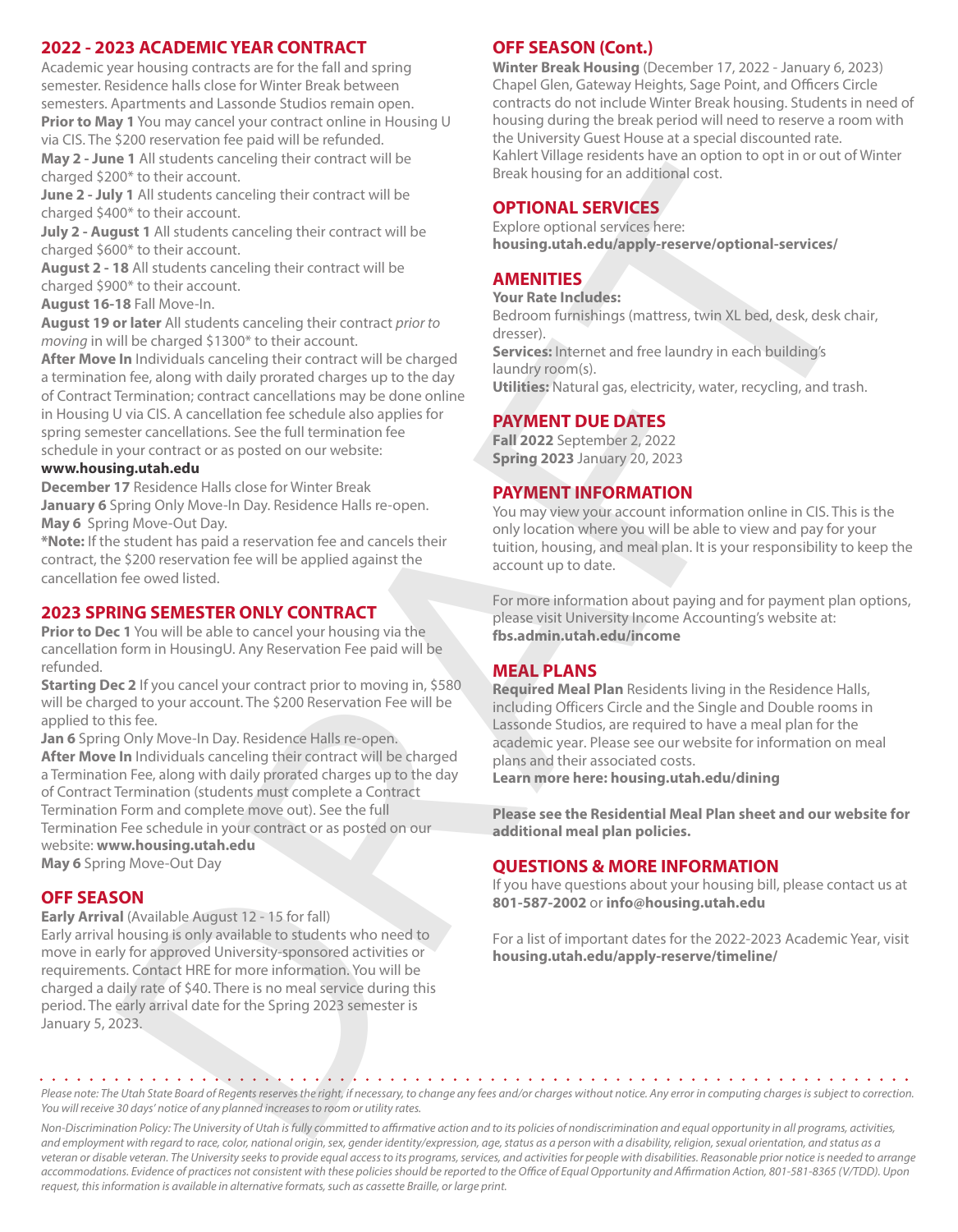## 2022 - 2023 ACADEMIC YEAR CONTRACT

Academic year housing contracts are for the fall and spring semester. Residence halls close for Winter Break between semesters. Apartments and Lassonde Studios remain open.

**Prior to May 1** You may cancel your contract online in Housing U via CIS. The $200 reservation fee paid will be refunded.

**May 2 - June 1** All students canceling their contract will be charged $200* to their account.

**June 2 - July 1** All students canceling their contract will be charged $400* to their account.

**July 2 - August 1** All students canceling their contract will be charged $600* to their account.

**August 2 - 18** All students canceling their contract will be charged $900* to their account.

**August 16-18** Fall Move-In.

**August 19 or later** All students canceling their contract *prior to moving* in will be charged $1300* to their account.

**After Move In** Individuals canceling their contract will be charged a termination fee, along with daily prorated charges up to the day of Contract Termination; contract cancellations may be done online in Housing U via CIS. A cancellation fee schedule also applies for spring semester cancellations. See the full termination fee schedule in your contract or as posted on our website:

**www.housing.utah.edu**

**December 17** Residence Halls close for Winter Break

**January 6** Spring Only Move-In Day. Residence Halls re-open.

**May 6** Spring Move-Out Day.

***Note:** If the student has paid a reservation fee and cancels their contract, the $200 reservation fee will be applied against the cancellation fee owed listed.

## 2023 SPRING SEMESTER ONLY CONTRACT

**Prior to Dec 1** You will be able to cancel your housing via the cancellation form in HousingU. Any Reservation Fee paid will be refunded.

**Starting Dec 2** If you cancel your contract prior to moving in, $580 will be charged to your account. The $200 Reservation Fee will be applied to this fee.

**Jan 6** Spring Only Move-In Day. Residence Halls re-open.

**After Move In** Individuals canceling their contract will be charged a Termination Fee, along with daily prorated charges up to the day of Contract Termination (students must complete a Contract Termination Form and complete move out). See the full Termination Fee schedule in your contract or as posted on our website: **www.housing.utah.edu**

**May 6** Spring Move-Out Day

## OFF SEASON

**Early Arrival** (Available August 12 - 15 for fall)
Early arrival housing is only available to students who need to move in early for approved University-sponsored activities or requirements. Contact HRE for more information. You will be charged a daily rate of $40. There is no meal service during this period. The early arrival date for the Spring 2023 semester is January 5, 2023.

## OFF SEASON (Cont.)

**Winter Break Housing** (December 17, 2022 - January 6, 2023)
Chapel Glen, Gateway Heights, Sage Point, and Officers Circle contracts do not include Winter Break housing. Students in need of housing during the break period will need to reserve a room with the University Guest House at a special discounted rate. Kahlert Village residents have an option to opt in or out of Winter Break housing for an additional cost.

## OPTIONAL SERVICES

Explore optional services here:
**housing.utah.edu/apply-reserve/optional-services/**

## AMENITIES

**Your Rate Includes:**
Bedroom furnishings (mattress, twin XL bed, desk, desk chair, dresser).
**Services:** Internet and free laundry in each building's laundry room(s).
**Utilities:** Natural gas, electricity, water, recycling, and trash.

## PAYMENT DUE DATES

**Fall 2022** September 2, 2022
**Spring 2023** January 20, 2023

## PAYMENT INFORMATION

You may view your account information online in CIS. This is the only location where you will be able to view and pay for your tuition, housing, and meal plan. It is your responsibility to keep the account up to date.

For more information about paying and for payment plan options, please visit University Income Accounting's website at: **fbs.admin.utah.edu/income**

## MEAL PLANS

**Required Meal Plan** Residents living in the Residence Halls, including Officers Circle and the Single and Double rooms in Lassonde Studios, are required to have a meal plan for the academic year. Please see our website for information on meal plans and their associated costs.
**Learn more here: housing.utah.edu/dining**

**Please see the Residential Meal Plan sheet and our website for additional meal plan policies.**

## QUESTIONS & MORE INFORMATION

If you have questions about your housing bill, please contact us at **801-587-2002** or **info@housing.utah.edu**

For a list of important dates for the 2022-2023 Academic Year, visit **housing.utah.edu/apply-reserve/timeline/**

*Please note: The Utah State Board of Regents reserves the right, if necessary, to change any fees and/or charges without notice. Any error in computing charges is subject to correction. You will receive 30 days' notice of any planned increases to room or utility rates.*

*Non-Discrimination Policy: The University of Utah is fully committed to affirmative action and to its policies of nondiscrimination and equal opportunity in all programs, activities, and employment with regard to race, color, national origin, sex, gender identity/expression, age, status as a person with a disability, religion, sexual orientation, and status as a veteran or disable veteran. The University seeks to provide equal access to its programs, services, and activities for people with disabilities. Reasonable prior notice is needed to arrange accommodations. Evidence of practices not consistent with these policies should be reported to the Office of Equal Opportunity and Affirmation Action, 801-581-8365 (V/TDD). Upon request, this information is available in alternative formats, such as cassette Braille, or large print.*